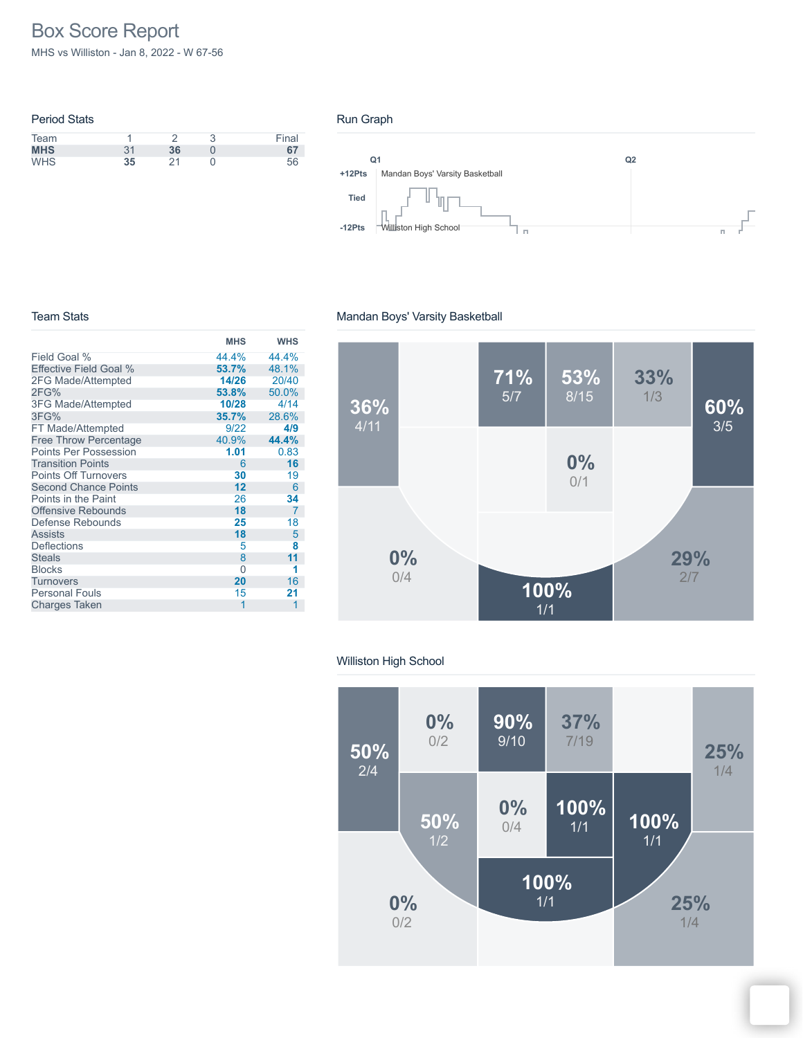# Box Score Report

MHS vs Williston - Jan 8, 2022 - W 67-56

## Period Stats

| Team | 1 | 2 | 3 | Final |
|---|---|---|---|---|
| **MHS** | 31 | **36** | 0 | **67** |
| WHS | **35** | 21 | 0 | 56 |

## Run Graph

Q1 Q2

+12Pts Mandan Boys' Varsity Basketball

Tied

-12Pts Williston High School

## Team Stats

| | MHS | WHS |
|---|---|---|
| Field Goal % | 44.4% | 44.4% |
| Effective Field Goal % | **53.7%** | 48.1% |
| 2FG Made/Attempted | **14/26** | 20/40 |
| 2FG% | **53.8%** | 50.0% |
| 3FG Made/Attempted | **10/28** | 4/14 |
| 3FG% | **35.7%** | 28.6% |
| FT Made/Attempted | 9/22 | **4/9** |
| Free Throw Percentage | 40.9% | **44.4%** |
| Points Per Possession | **1.01** | 0.83 |
| Transition Points | 6 | **16** |
| Points Off Turnovers | **30** | 19 |
| Second Chance Points | **12** | 6 |
| Points in the Paint | 26 | **34** |
| Offensive Rebounds | **18** | 7 |
| Defense Rebounds | **25** | 18 |
| Assists | **18** | 5 |
| Deflections | 5 | **8** |
| Steals | 8 | **11** |
| Blocks | 0 | **1** |
| Turnovers | **20** | 16 |
| Personal Fouls | 15 | **21** |
| Charges Taken | 1 | 1 |

## Mandan Boys' Varsity Basketball

36% 4/11

71% 5/7

53% 8/15

33% 1/3

60% 3/5

0% 0/1

0% 0/4

100% 1/1

29% 2/7

## Williston High School

50% 2/4

0% 0/2

90% 9/10

37% 7/19

25% 1/4

50% 1/2

0% 0/4

100% 1/1

100% 1/1

100% 1/1

0% 0/2

25% 1/4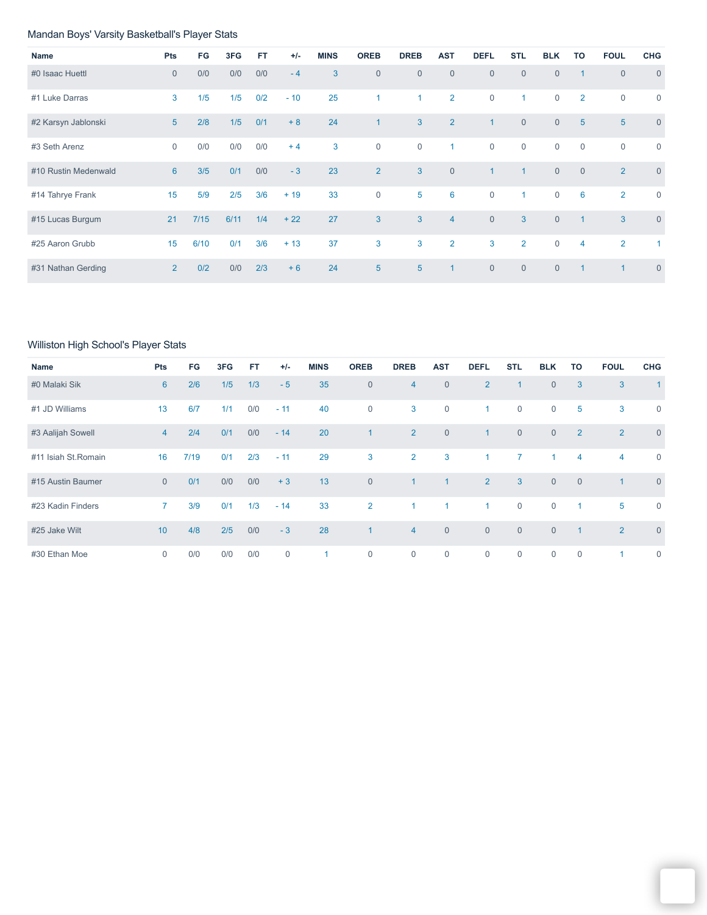Mandan Boys' Varsity Basketball's Player Stats

| Name | Pts | FG | 3FG | FT | +/- | MINS | OREB | DREB | AST | DEFL | STL | BLK | TO | FOUL | CHG |
|---|---|---|---|---|---|---|---|---|---|---|---|---|---|---|---|
| #0 Isaac Huettl | 0 | 0/0 | 0/0 | 0/0 | - 4 | 3 | 0 | 0 | 0 | 0 | 0 | 0 | 1 | 0 | 0 |
| #1 Luke Darras | 3 | 1/5 | 1/5 | 0/2 | - 10 | 25 | 1 | 1 | 2 | 0 | 1 | 0 | 2 | 0 | 0 |
| #2 Karsyn Jablonski | 5 | 2/8 | 1/5 | 0/1 | + 8 | 24 | 1 | 3 | 2 | 1 | 0 | 0 | 5 | 5 | 0 |
| #3 Seth Arenz | 0 | 0/0 | 0/0 | 0/0 | + 4 | 3 | 0 | 0 | 1 | 0 | 0 | 0 | 0 | 0 | 0 |
| #10 Rustin Medenwald | 6 | 3/5 | 0/1 | 0/0 | - 3 | 23 | 2 | 3 | 0 | 1 | 1 | 0 | 0 | 2 | 0 |
| #14 Tahrye Frank | 15 | 5/9 | 2/5 | 3/6 | + 19 | 33 | 0 | 5 | 6 | 0 | 1 | 0 | 6 | 2 | 0 |
| #15 Lucas Burgum | 21 | 7/15 | 6/11 | 1/4 | + 22 | 27 | 3 | 3 | 4 | 0 | 3 | 0 | 1 | 3 | 0 |
| #25 Aaron Grubb | 15 | 6/10 | 0/1 | 3/6 | + 13 | 37 | 3 | 3 | 2 | 3 | 2 | 0 | 4 | 2 | 1 |
| #31 Nathan Gerding | 2 | 0/2 | 0/0 | 2/3 | + 6 | 24 | 5 | 5 | 1 | 0 | 0 | 0 | 1 | 1 | 0 |

Williston High School's Player Stats

| Name | Pts | FG | 3FG | FT | +/- | MINS | OREB | DREB | AST | DEFL | STL | BLK | TO | FOUL | CHG |
|---|---|---|---|---|---|---|---|---|---|---|---|---|---|---|---|
| #0 Malaki Sik | 6 | 2/6 | 1/5 | 1/3 | - 5 | 35 | 0 | 4 | 0 | 2 | 1 | 0 | 3 | 3 | 1 |
| #1 JD Williams | 13 | 6/7 | 1/1 | 0/0 | - 11 | 40 | 0 | 3 | 0 | 1 | 0 | 0 | 5 | 3 | 0 |
| #3 Aalijah Sowell | 4 | 2/4 | 0/1 | 0/0 | - 14 | 20 | 1 | 2 | 0 | 1 | 0 | 0 | 2 | 2 | 0 |
| #11 Isiah St.Romain | 16 | 7/19 | 0/1 | 2/3 | - 11 | 29 | 3 | 2 | 3 | 1 | 7 | 1 | 4 | 4 | 0 |
| #15 Austin Baumer | 0 | 0/1 | 0/0 | 0/0 | + 3 | 13 | 0 | 1 | 1 | 2 | 3 | 0 | 0 | 1 | 0 |
| #23 Kadin Finders | 7 | 3/9 | 0/1 | 1/3 | - 14 | 33 | 2 | 1 | 1 | 1 | 0 | 0 | 1 | 5 | 0 |
| #25 Jake Wilt | 10 | 4/8 | 2/5 | 0/0 | - 3 | 28 | 1 | 4 | 0 | 0 | 0 | 0 | 1 | 2 | 0 |
| #30 Ethan Moe | 0 | 0/0 | 0/0 | 0/0 | 0 | 1 | 0 | 0 | 0 | 0 | 0 | 0 | 0 | 1 | 0 |